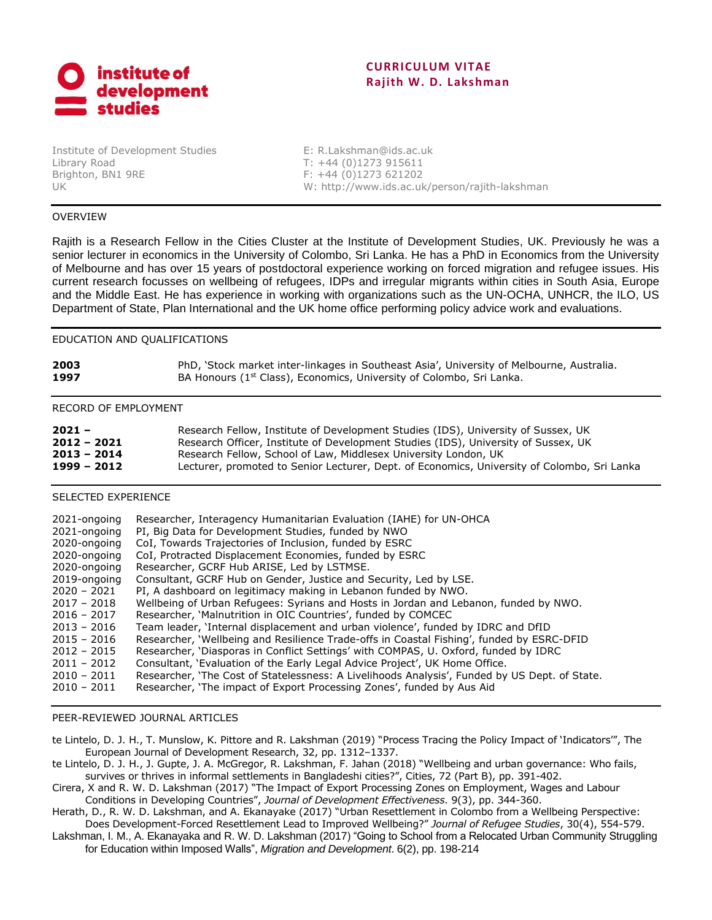**institute of development studies**

# CURRICULUM VITAE
## Rajith W. D. Lakshman

Institute of Development Studies
Library Road
Brighton, BN1 9RE
UK

E: R.Lakshman@ids.ac.uk
T: +44 (0)1273 915611
F: +44 (0)1273 621202
W: http://www.ids.ac.uk/person/rajith-lakshman

### OVERVIEW

Rajith is a Research Fellow in the Cities Cluster at the Institute of Development Studies, UK. Previously he was a senior lecturer in economics in the University of Colombo, Sri Lanka. He has a PhD in Economics from the University of Melbourne and has over 15 years of postdoctoral experience working on forced migration and refugee issues. His current research focusses on wellbeing of refugees, IDPs and irregular migrants within cities in South Asia, Europe and the Middle East. He has experience in working with organizations such as the UN-OCHA, UNHCR, the ILO, US Department of State, Plan International and the UK home office performing policy advice work and evaluations.

### EDUCATION AND QUALIFICATIONS

| | |
|---|---|
| **2003** | PhD, 'Stock market inter-linkages in Southeast Asia', University of Melbourne, Australia. |
| **1997** | BA Honours (1st Class), Economics, University of Colombo, Sri Lanka. |

### RECORD OF EMPLOYMENT

| | |
|---|---|
| **2021 –** | Research Fellow, Institute of Development Studies (IDS), University of Sussex, UK |
| **2012 – 2021** | Research Officer, Institute of Development Studies (IDS), University of Sussex, UK |
| **2013 – 2014** | Research Fellow, School of Law, Middlesex University London, UK |
| **1999 – 2012** | Lecturer, promoted to Senior Lecturer, Dept. of Economics, University of Colombo, Sri Lanka |

### SELECTED EXPERIENCE

| | |
|---|---|
| 2021-ongoing | Researcher, Interagency Humanitarian Evaluation (IAHE) for UN-OHCA |
| 2021-ongoing | PI, Big Data for Development Studies, funded by NWO |
| 2020-ongoing | CoI, Towards Trajectories of Inclusion, funded by ESRC |
| 2020-ongoing | CoI, Protracted Displacement Economies, funded by ESRC |
| 2020-ongoing | Researcher, GCRF Hub ARISE, Led by LSTMSE. |
| 2019-ongoing | Consultant, GCRF Hub on Gender, Justice and Security, Led by LSE. |
| 2020 – 2021 | PI, A dashboard on legitimacy making in Lebanon funded by NWO. |
| 2017 – 2018 | Wellbeing of Urban Refugees: Syrians and Hosts in Jordan and Lebanon, funded by NWO. |
| 2016 – 2017 | Researcher, 'Malnutrition in OIC Countries', funded by COMCEC |
| 2013 – 2016 | Team leader, 'Internal displacement and urban violence', funded by IDRC and DfID |
| 2015 – 2016 | Researcher, 'Wellbeing and Resilience Trade-offs in Coastal Fishing', funded by ESRC-DFID |
| 2012 – 2015 | Researcher, 'Diasporas in Conflict Settings' with COMPAS, U. Oxford, funded by IDRC |
| 2011 – 2012 | Consultant, 'Evaluation of the Early Legal Advice Project', UK Home Office. |
| 2010 – 2011 | Researcher, 'The Cost of Statelessness: A Livelihoods Analysis', Funded by US Dept. of State. |
| 2010 – 2011 | Researcher, 'The impact of Export Processing Zones', funded by Aus Aid |

### PEER-REVIEWED JOURNAL ARTICLES

te Lintelo, D. J. H., T. Munslow, K. Pittore and R. Lakshman (2019) "Process Tracing the Policy Impact of 'Indicators'", The European Journal of Development Research, 32, pp. 1312–1337.

te Lintelo, D. J. H., J. Gupte, J. A. McGregor, R. Lakshman, F. Jahan (2018) "Wellbeing and urban governance: Who fails, survives or thrives in informal settlements in Bangladeshi cities?", Cities, 72 (Part B), pp. 391-402.

Cirera, X and R. W. D. Lakshman (2017) "The Impact of Export Processing Zones on Employment, Wages and Labour Conditions in Developing Countries", *Journal of Development Effectiveness*. 9(3), pp. 344-360.

Herath, D., R. W. D. Lakshman, and A. Ekanayake (2017) "Urban Resettlement in Colombo from a Wellbeing Perspective: Does Development-Forced Resettlement Lead to Improved Wellbeing?" *Journal of Refugee Studies*, 30(4), 554-579.

Lakshman, I. M., A. Ekanayaka and R. W. D. Lakshman (2017) "Going to School from a Relocated Urban Community Struggling for Education within Imposed Walls", *Migration and Development*. 6(2), pp. 198-214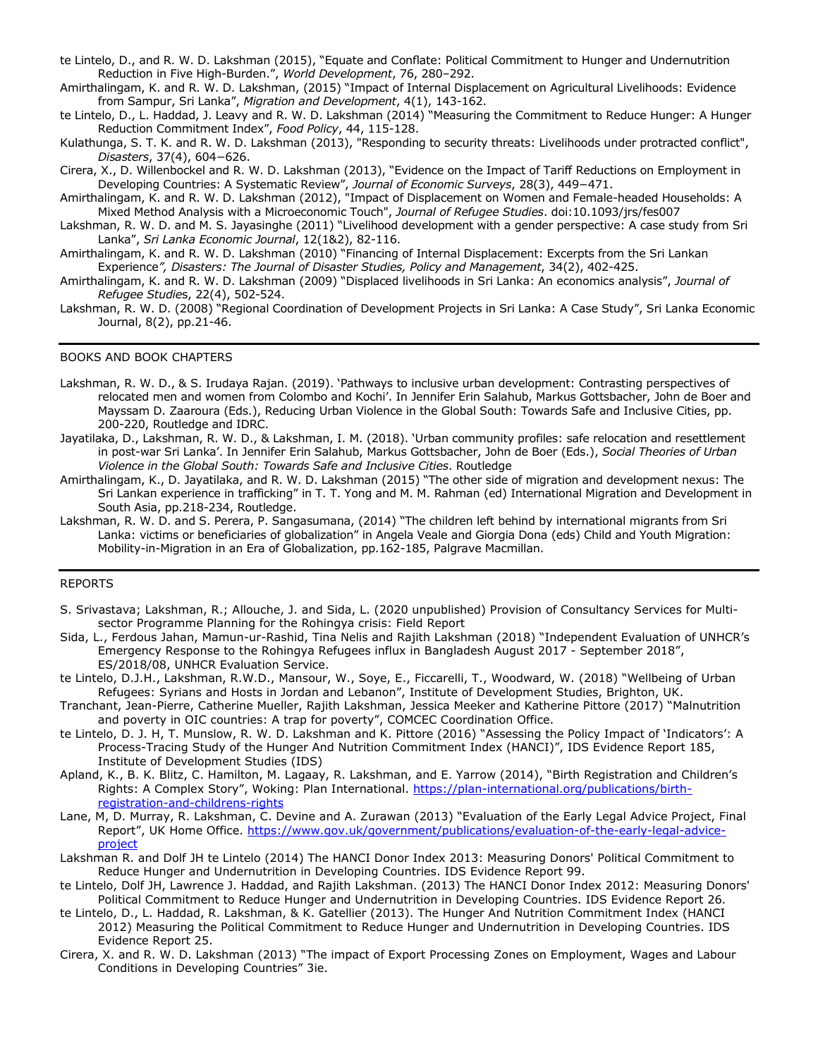te Lintelo, D., and R. W. D. Lakshman (2015), "Equate and Conflate: Political Commitment to Hunger and Undernutrition Reduction in Five High-Burden.", *World Development*, 76, 280–292.

Amirthalingam, K. and R. W. D. Lakshman, (2015) "Impact of Internal Displacement on Agricultural Livelihoods: Evidence from Sampur, Sri Lanka", *Migration and Development*, 4(1), 143-162.

te Lintelo, D., L. Haddad, J. Leavy and R. W. D. Lakshman (2014) "Measuring the Commitment to Reduce Hunger: A Hunger Reduction Commitment Index", *Food Policy*, 44, 115-128.

Kulathunga, S. T. K. and R. W. D. Lakshman (2013), "Responding to security threats: Livelihoods under protracted conflict", *Disasters*, 37(4), 604−626.

Cirera, X., D. Willenbockel and R. W. D. Lakshman (2013), "Evidence on the Impact of Tariff Reductions on Employment in Developing Countries: A Systematic Review", *Journal of Economic Surveys*, 28(3), 449−471.

Amirthalingam, K. and R. W. D. Lakshman (2012), "Impact of Displacement on Women and Female-headed Households: A Mixed Method Analysis with a Microeconomic Touch", *Journal of Refugee Studies*. doi:10.1093/jrs/fes007

Lakshman, R. W. D. and M. S. Jayasinghe (2011) "Livelihood development with a gender perspective: A case study from Sri Lanka", *Sri Lanka Economic Journal*, 12(1&2), 82-116.

Amirthalingam, K. and R. W. D. Lakshman (2010) "Financing of Internal Displacement: Excerpts from the Sri Lankan Experience*", Disasters: The Journal of Disaster Studies, Policy and Management*, 34(2), 402-425.

Amirthalingam, K. and R. W. D. Lakshman (2009) "Displaced livelihoods in Sri Lanka: An economics analysis", *Journal of Refugee Studie*s, 22(4), 502-524.

Lakshman, R. W. D. (2008) "Regional Coordination of Development Projects in Sri Lanka: A Case Study", Sri Lanka Economic Journal, 8(2), pp.21-46.

---

BOOKS AND BOOK CHAPTERS

Lakshman, R. W. D., & S. Irudaya Rajan. (2019). 'Pathways to inclusive urban development: Contrasting perspectives of relocated men and women from Colombo and Kochi'. In Jennifer Erin Salahub, Markus Gottsbacher, John de Boer and Mayssam D. Zaaroura (Eds.), Reducing Urban Violence in the Global South: Towards Safe and Inclusive Cities, pp. 200-220, Routledge and IDRC.

Jayatilaka, D., Lakshman, R. W. D., & Lakshman, I. M. (2018). 'Urban community profiles: safe relocation and resettlement in post-war Sri Lanka'. In Jennifer Erin Salahub, Markus Gottsbacher, John de Boer (Eds.), *Social Theories of Urban Violence in the Global South: Towards Safe and Inclusive Cities*. Routledge

Amirthalingam, K., D. Jayatilaka, and R. W. D. Lakshman (2015) "The other side of migration and development nexus: The Sri Lankan experience in trafficking" in T. T. Yong and M. M. Rahman (ed) International Migration and Development in South Asia, pp.218-234, Routledge.

Lakshman, R. W. D. and S. Perera, P. Sangasumana, (2014) "The children left behind by international migrants from Sri Lanka: victims or beneficiaries of globalization" in Angela Veale and Giorgia Dona (eds) Child and Youth Migration: Mobility-in-Migration in an Era of Globalization, pp.162-185, Palgrave Macmillan.

---

REPORTS

S. Srivastava; Lakshman, R.; Allouche, J. and Sida, L. (2020 unpublished) Provision of Consultancy Services for Multi-sector Programme Planning for the Rohingya crisis: Field Report

Sida, L., Ferdous Jahan, Mamun-ur-Rashid, Tina Nelis and Rajith Lakshman (2018) "Independent Evaluation of UNHCR's Emergency Response to the Rohingya Refugees influx in Bangladesh August 2017 - September 2018", ES/2018/08, UNHCR Evaluation Service.

te Lintelo, D.J.H., Lakshman, R.W.D., Mansour, W., Soye, E., Ficcarelli, T., Woodward, W. (2018) "Wellbeing of Urban Refugees: Syrians and Hosts in Jordan and Lebanon", Institute of Development Studies, Brighton, UK.

Tranchant, Jean-Pierre, Catherine Mueller, Rajith Lakshman, Jessica Meeker and Katherine Pittore (2017) "Malnutrition and poverty in OIC countries: A trap for poverty", COMCEC Coordination Office.

te Lintelo, D. J. H, T. Munslow, R. W. D. Lakshman and K. Pittore (2016) "Assessing the Policy Impact of 'Indicators': A Process-Tracing Study of the Hunger And Nutrition Commitment Index (HANCI)", IDS Evidence Report 185, Institute of Development Studies (IDS)

Apland, K., B. K. Blitz, C. Hamilton, M. Lagaay, R. Lakshman, and E. Yarrow (2014), "Birth Registration and Children's Rights: A Complex Story", Woking: Plan International. https://plan-international.org/publications/birth-registration-and-childrens-rights

Lane, M, D. Murray, R. Lakshman, C. Devine and A. Zurawan (2013) "Evaluation of the Early Legal Advice Project, Final Report", UK Home Office. https://www.gov.uk/government/publications/evaluation-of-the-early-legal-advice-project

Lakshman R. and Dolf JH te Lintelo (2014) The HANCI Donor Index 2013: Measuring Donors' Political Commitment to Reduce Hunger and Undernutrition in Developing Countries. IDS Evidence Report 99.

te Lintelo, Dolf JH, Lawrence J. Haddad, and Rajith Lakshman. (2013) The HANCI Donor Index 2012: Measuring Donors' Political Commitment to Reduce Hunger and Undernutrition in Developing Countries. IDS Evidence Report 26.

te Lintelo, D., L. Haddad, R. Lakshman, & K. Gatellier (2013). The Hunger And Nutrition Commitment Index (HANCI 2012) Measuring the Political Commitment to Reduce Hunger and Undernutrition in Developing Countries. IDS Evidence Report 25.

Cirera, X. and R. W. D. Lakshman (2013) "The impact of Export Processing Zones on Employment, Wages and Labour Conditions in Developing Countries" 3ie.